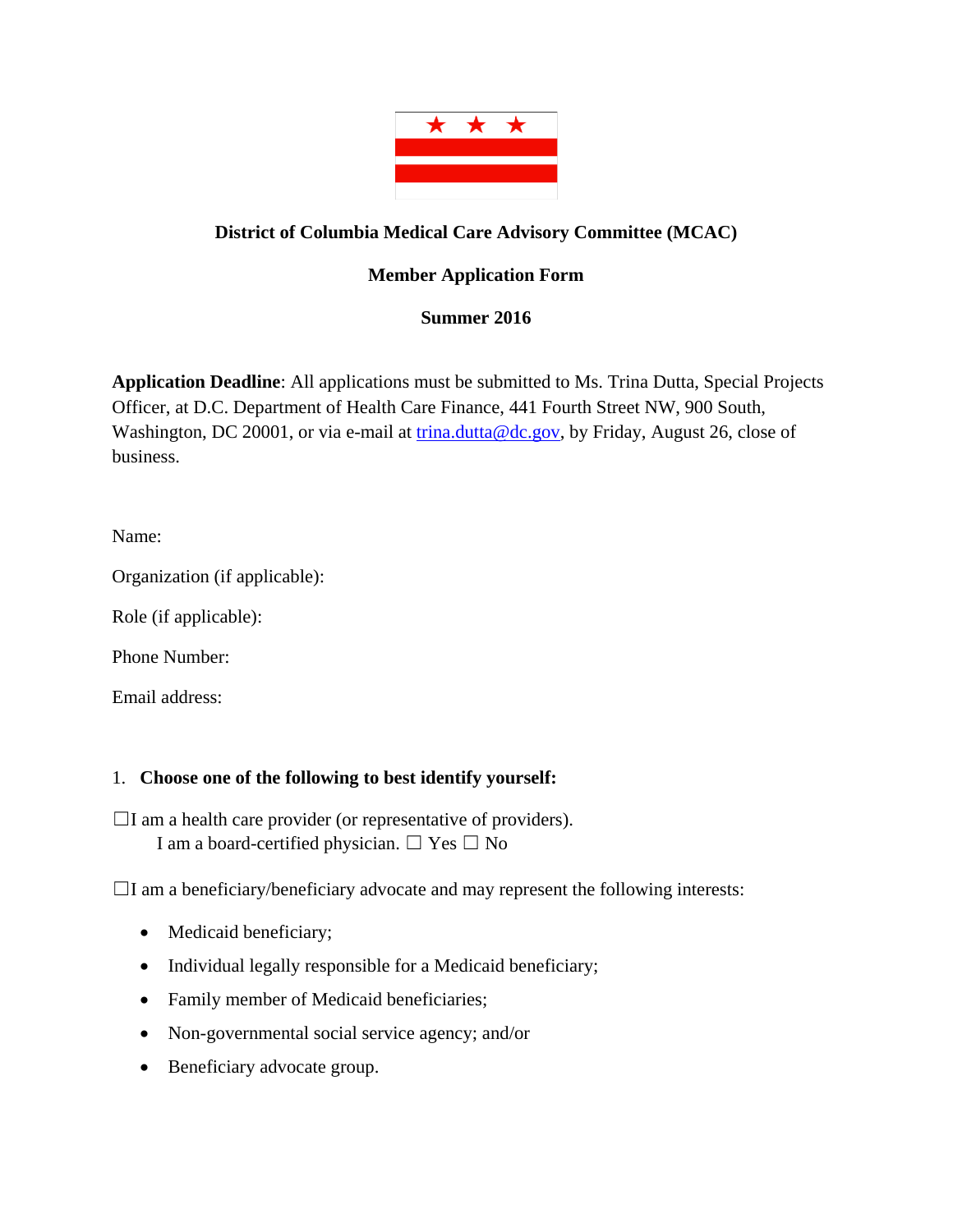# District of Columbia Medical Care Advisory Committee (MCAC)

## Member Application Form

## Summer 2016

**Application Deadline**: All applications must be submitted to Ms. Trina Dutta, Special Projects Officer, at D.C. Department of Health Care Finance, 441 Fourth Street NW, 900 South, Washington, DC 20001, or via e-mail at [trina.dutta@dc.gov](mailto:trina.dutta@dc.gov), by Friday, August 26, close of business.

Name:

Organization (if applicable):

Role (if applicable):

Phone Number:

Email address:

1. **Choose one of the following to best identify yourself:**

☐I am a health care provider (or representative of providers).
   I am a board-certified physician. ☐ Yes ☐ No

☐I am a beneficiary/beneficiary advocate and may represent the following interests:

- Medicaid beneficiary;
- Individual legally responsible for a Medicaid beneficiary;
- Family member of Medicaid beneficiaries;
- Non-governmental social service agency; and/or
- Beneficiary advocate group.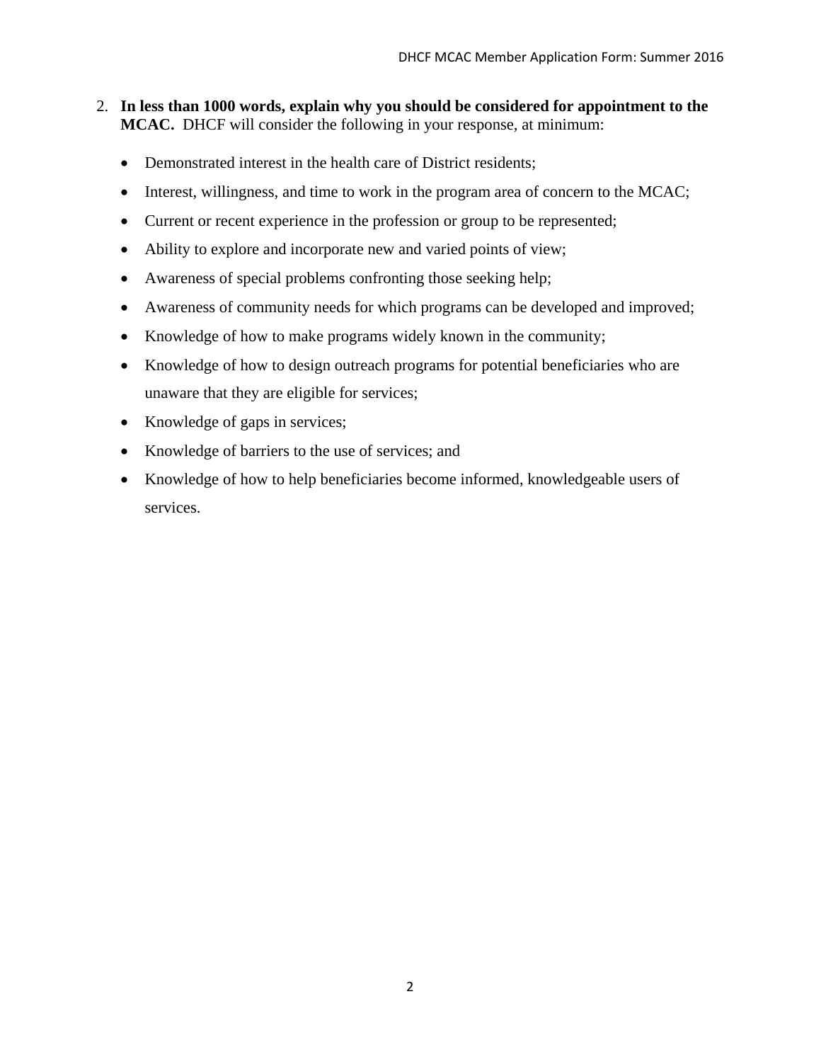2. **In less than 1000 words, explain why you should be considered for appointment to the MCAC.** DHCF will consider the following in your response, at minimum:

- Demonstrated interest in the health care of District residents;
- Interest, willingness, and time to work in the program area of concern to the MCAC;
- Current or recent experience in the profession or group to be represented;
- Ability to explore and incorporate new and varied points of view;
- Awareness of special problems confronting those seeking help;
- Awareness of community needs for which programs can be developed and improved;
- Knowledge of how to make programs widely known in the community;
- Knowledge of how to design outreach programs for potential beneficiaries who are unaware that they are eligible for services;
- Knowledge of gaps in services;
- Knowledge of barriers to the use of services; and
- Knowledge of how to help beneficiaries become informed, knowledgeable users of services.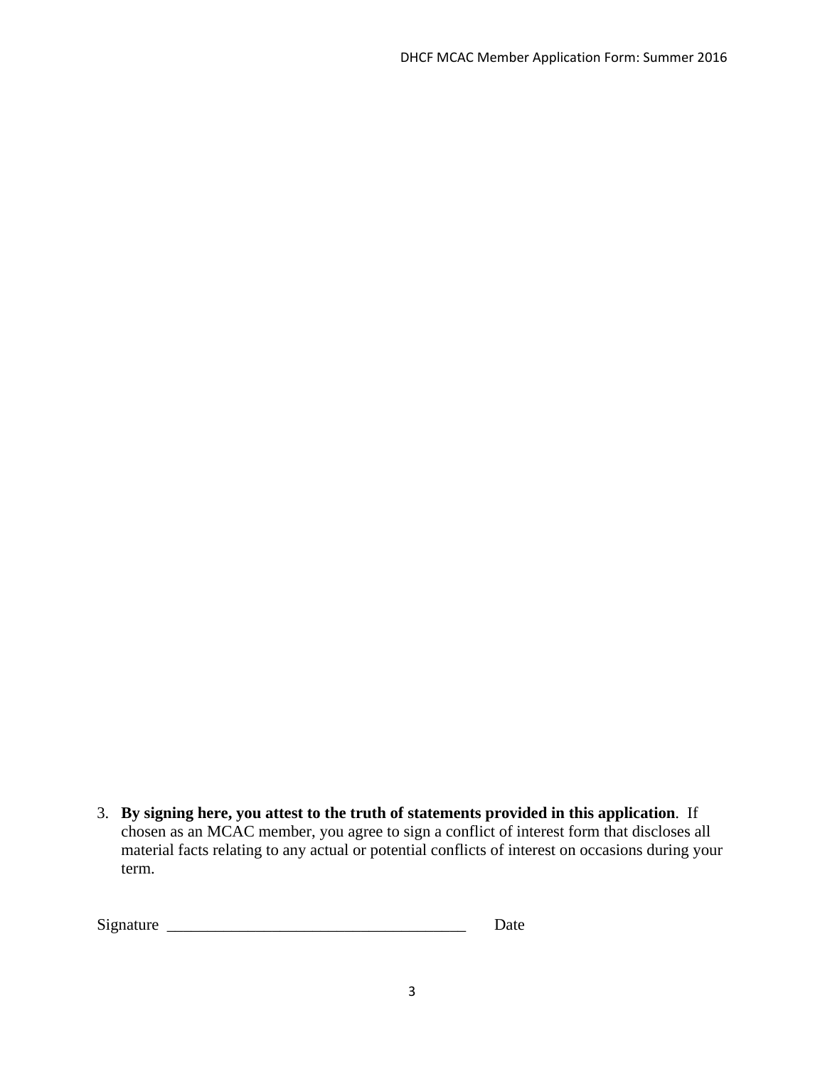3. **By signing here, you attest to the truth of statements provided in this application**.  If chosen as an MCAC member, you agree to sign a conflict of interest form that discloses all material facts relating to any actual or potential conflicts of interest on occasions during your term.

Signature _____________________________________ Date